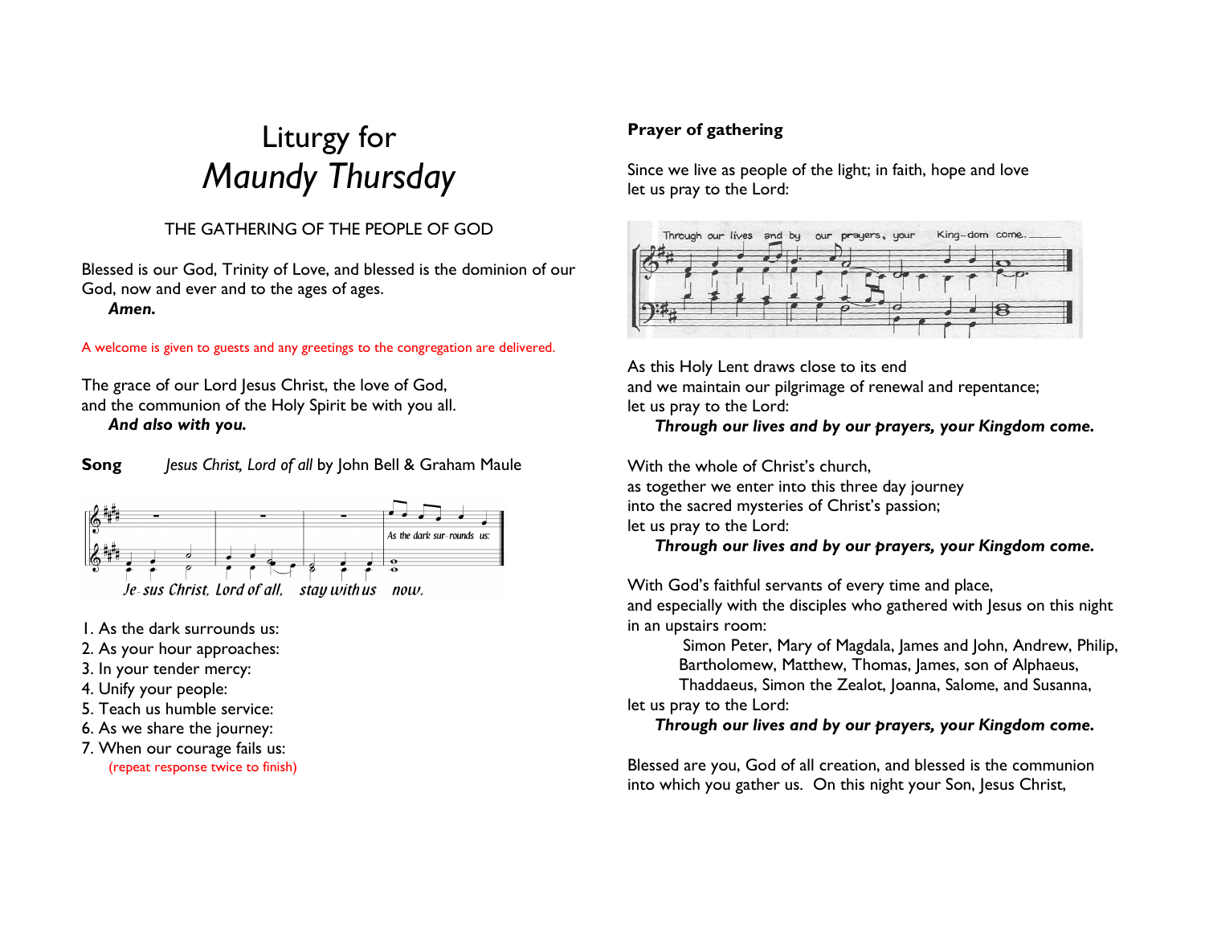# Liturgy for *Maundy Thursday*

THE GATHERING OF THE PEOPLE OF GOD

Blessed is our God, Trinity of Love, and blessed is the dominion of our God, now and ever and to the ages of ages.
***Amen.***

A welcome is given to guests and any greetings to the congregation are delivered.

The grace of our Lord Jesus Christ, the love of God,
and the communion of the Holy Spirit be with you all.
***And also with you.***

**Song** *Jesus Christ, Lord of all* by John Bell & Graham Maule

1. As the dark surrounds us:
2. As your hour approaches:
3. In your tender mercy:
4. Unify your people:
5. Teach us humble service:
6. As we share the journey:
7. When our courage fails us:
   (repeat response twice to finish)

**Prayer of gathering**

Since we live as people of the light; in faith, hope and love
let us pray to the Lord:

As this Holy Lent draws close to its end
and we maintain our pilgrimage of renewal and repentance;
let us pray to the Lord:
***Through our lives and by our prayers, your Kingdom come.***

With the whole of Christ's church,
as together we enter into this three day journey
into the sacred mysteries of Christ's passion;
let us pray to the Lord:
***Through our lives and by our prayers, your Kingdom come.***

With God's faithful servants of every time and place,
and especially with the disciples who gathered with Jesus on this night
in an upstairs room:
Simon Peter, Mary of Magdala, James and John, Andrew, Philip, Bartholomew, Matthew, Thomas, James, son of Alphaeus, Thaddaeus, Simon the Zealot, Joanna, Salome, and Susanna,
let us pray to the Lord:
***Through our lives and by our prayers, your Kingdom come.***

Blessed are you, God of all creation, and blessed is the communion into which you gather us. On this night your Son, Jesus Christ,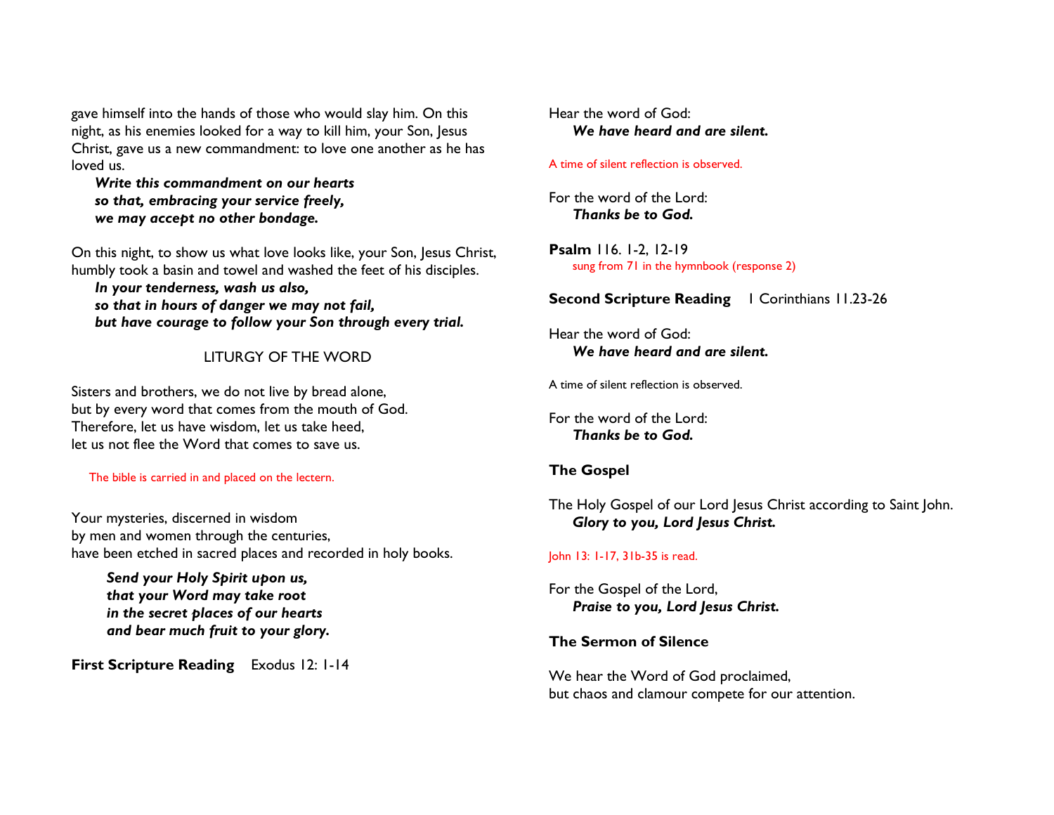gave himself into the hands of those who would slay him. On this night, as his enemies looked for a way to kill him, your Son, Jesus Christ, gave us a new commandment: to love one another as he has loved us.

> ***Write this commandment on our hearts***
> ***so that, embracing your service freely,***
> ***we may accept no other bondage.***

On this night, to show us what love looks like, your Son, Jesus Christ, humbly took a basin and towel and washed the feet of his disciples.

> ***In your tenderness, wash us also,***
> ***so that in hours of danger we may not fail,***
> ***but have courage to follow your Son through every trial.***

## LITURGY OF THE WORD

Sisters and brothers, we do not live by bread alone,
but by every word that comes from the mouth of God.
Therefore, let us have wisdom, let us take heed,
let us not flee the Word that comes to save us.

The bible is carried in and placed on the lectern.

Your mysteries, discerned in wisdom
by men and women through the centuries,
have been etched in sacred places and recorded in holy books.

> ***Send your Holy Spirit upon us,***
> ***that your Word may take root***
> ***in the secret places of our hearts***
> ***and bear much fruit to your glory.***

**First Scripture Reading** Exodus 12: 1-14

Hear the word of God:
> ***We have heard and are silent.***

A time of silent reflection is observed.

For the word of the Lord:
> ***Thanks be to God.***

**Psalm** 116. 1-2, 12-19
sung from 71 in the hymnbook (response 2)

**Second Scripture Reading** 1 Corinthians 11.23-26

Hear the word of God:
> ***We have heard and are silent.***

A time of silent reflection is observed.

For the word of the Lord:
> ***Thanks be to God.***

**The Gospel**

The Holy Gospel of our Lord Jesus Christ according to Saint John.
> ***Glory to you, Lord Jesus Christ.***

John 13: 1-17, 31b-35 is read.

For the Gospel of the Lord,
> ***Praise to you, Lord Jesus Christ.***

**The Sermon of Silence**

We hear the Word of God proclaimed,
but chaos and clamour compete for our attention.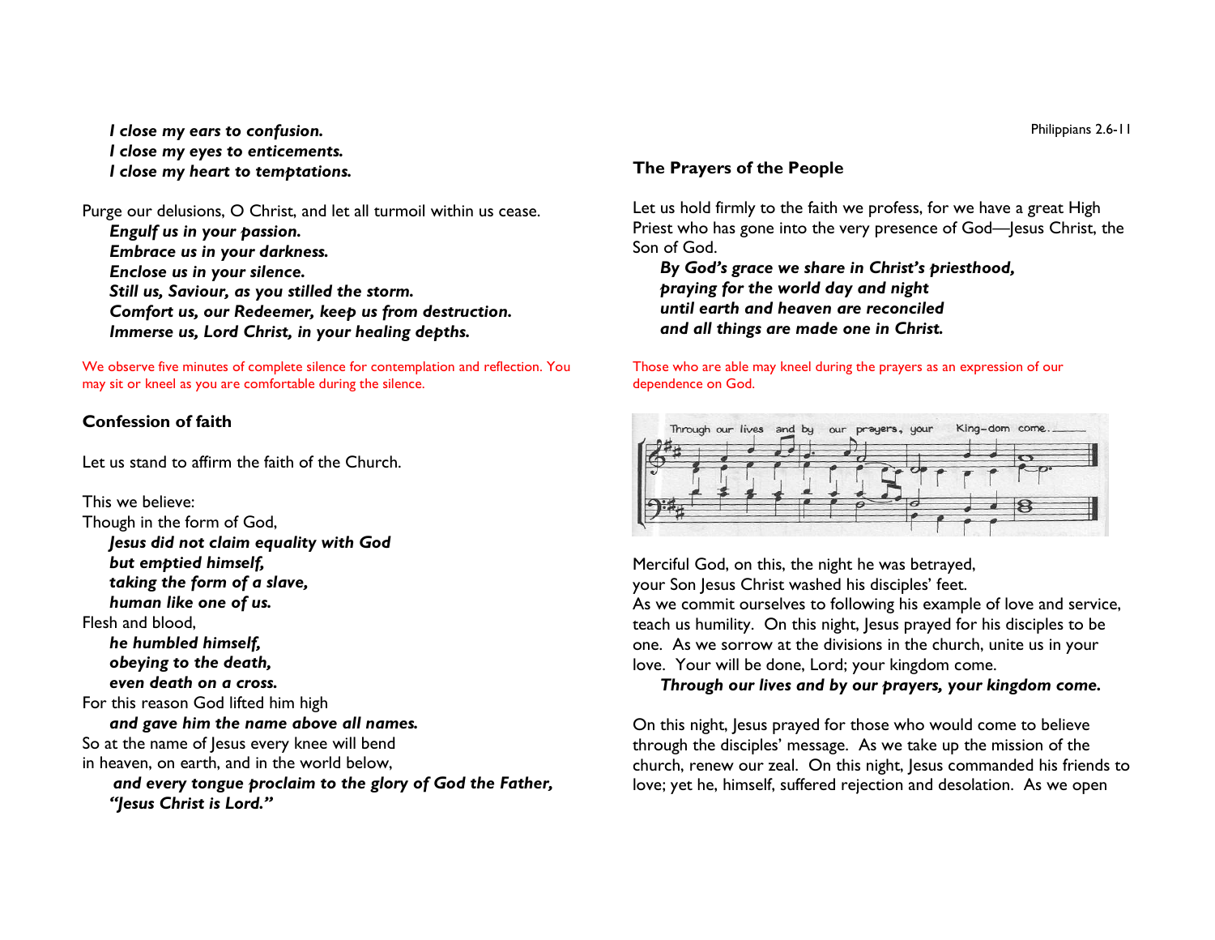*I close my ears to confusion.*
*I close my eyes to enticements.*
*I close my heart to temptations.*

Purge our delusions, O Christ, and let all turmoil within us cease.
*Engulf us in your passion.*
*Embrace us in your darkness.*
*Enclose us in your silence.*
*Still us, Saviour, as you stilled the storm.*
*Comfort us, our Redeemer, keep us from destruction.*
*Immerse us, Lord Christ, in your healing depths.*

We observe five minutes of complete silence for contemplation and reflection. You may sit or kneel as you are comfortable during the silence.

### Confession of faith

Let us stand to affirm the faith of the Church.

This we believe:
Though in the form of God,
*Jesus did not claim equality with God*
*but emptied himself,*
*taking the form of a slave,*
*human like one of us.*
Flesh and blood,
*he humbled himself,*
*obeying to the death,*
*even death on a cross.*
For this reason God lifted him high
*and gave him the name above all names.*
So at the name of Jesus every knee will bend
in heaven, on earth, and in the world below,
*and every tongue proclaim to the glory of God the Father,*
*"Jesus Christ is Lord."*

Philippians 2.6-11

### The Prayers of the People

Let us hold firmly to the faith we profess, for we have a great High Priest who has gone into the very presence of God—Jesus Christ, the Son of God.
*By God's grace we share in Christ's priesthood,*
*praying for the world day and night*
*until earth and heaven are reconciled*
*and all things are made one in Christ.*

Those who are able may kneel during the prayers as an expression of our dependence on God.

Through our lives and by our prayers, your King-dom come.

Merciful God, on this, the night he was betrayed,
your Son Jesus Christ washed his disciples' feet.
As we commit ourselves to following his example of love and service, teach us humility. On this night, Jesus prayed for his disciples to be one. As we sorrow at the divisions in the church, unite us in your love. Your will be done, Lord; your kingdom come.
*Through our lives and by our prayers, your kingdom come.*

On this night, Jesus prayed for those who would come to believe through the disciples' message. As we take up the mission of the church, renew our zeal. On this night, Jesus commanded his friends to love; yet he, himself, suffered rejection and desolation. As we open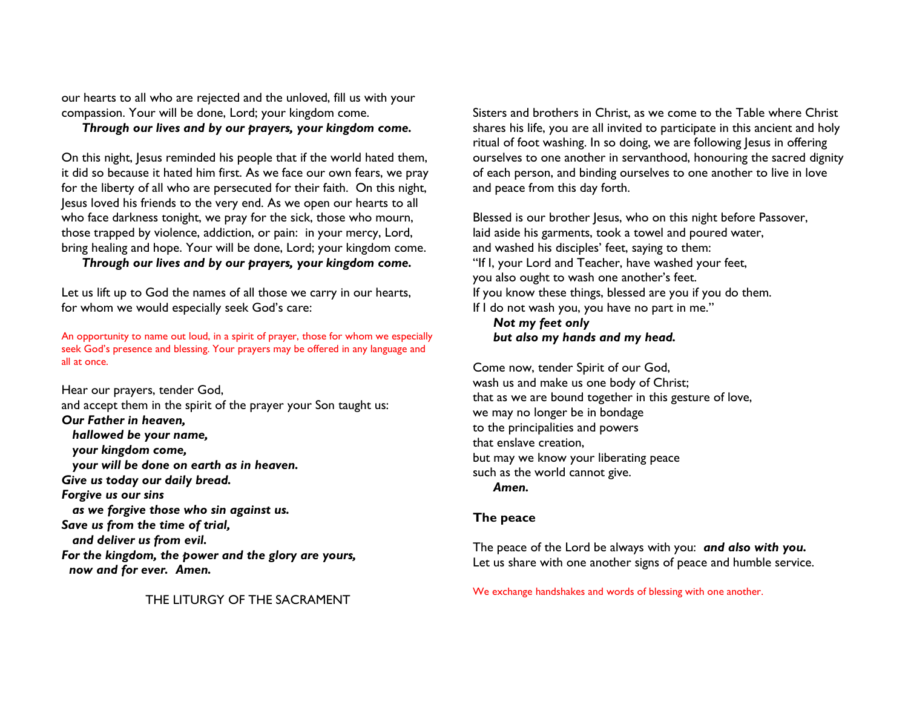our hearts to all who are rejected and the unloved, fill us with your compassion. Your will be done, Lord; your kingdom come.

***Through our lives and by our prayers, your kingdom come.***

On this night, Jesus reminded his people that if the world hated them, it did so because it hated him first. As we face our own fears, we pray for the liberty of all who are persecuted for their faith.  On this night, Jesus loved his friends to the very end. As we open our hearts to all who face darkness tonight, we pray for the sick, those who mourn, those trapped by violence, addiction, or pain:  in your mercy, Lord, bring healing and hope. Your will be done, Lord; your kingdom come.

***Through our lives and by our prayers, your kingdom come.***

Let us lift up to God the names of all those we carry in our hearts, for whom we would especially seek God's care:

An opportunity to name out loud, in a spirit of prayer, those for whom we especially seek God's presence and blessing. Your prayers may be offered in any language and all at once.

Hear our prayers, tender God,
and accept them in the spirit of the prayer your Son taught us:

***Our Father in heaven,***
***hallowed be your name,***
***your kingdom come,***
***your will be done on earth as in heaven.***
***Give us today our daily bread.***
***Forgive us our sins***
***as we forgive those who sin against us.***
***Save us from the time of trial,***
***and deliver us from evil.***
***For the kingdom, the power and the glory are yours,***
***now and for ever.  Amen.***

THE LITURGY OF THE SACRAMENT

Sisters and brothers in Christ, as we come to the Table where Christ shares his life, you are all invited to participate in this ancient and holy ritual of foot washing. In so doing, we are following Jesus in offering ourselves to one another in servanthood, honouring the sacred dignity of each person, and binding ourselves to one another to live in love and peace from this day forth.

Blessed is our brother Jesus, who on this night before Passover,
laid aside his garments, took a towel and poured water,
and washed his disciples' feet, saying to them:
"If I, your Lord and Teacher, have washed your feet,
you also ought to wash one another's feet.
If you know these things, blessed are you if you do them.
If I do not wash you, you have no part in me."

***Not my feet only***
***but also my hands and my head.***

Come now, tender Spirit of our God,
wash us and make us one body of Christ;
that as we are bound together in this gesture of love,
we may no longer be in bondage
to the principalities and powers
that enslave creation,
but may we know your liberating peace
such as the world cannot give.

***Amen.***

**The peace**

The peace of the Lord be always with you:  ***and also with you.***
Let us share with one another signs of peace and humble service.

We exchange handshakes and words of blessing with one another.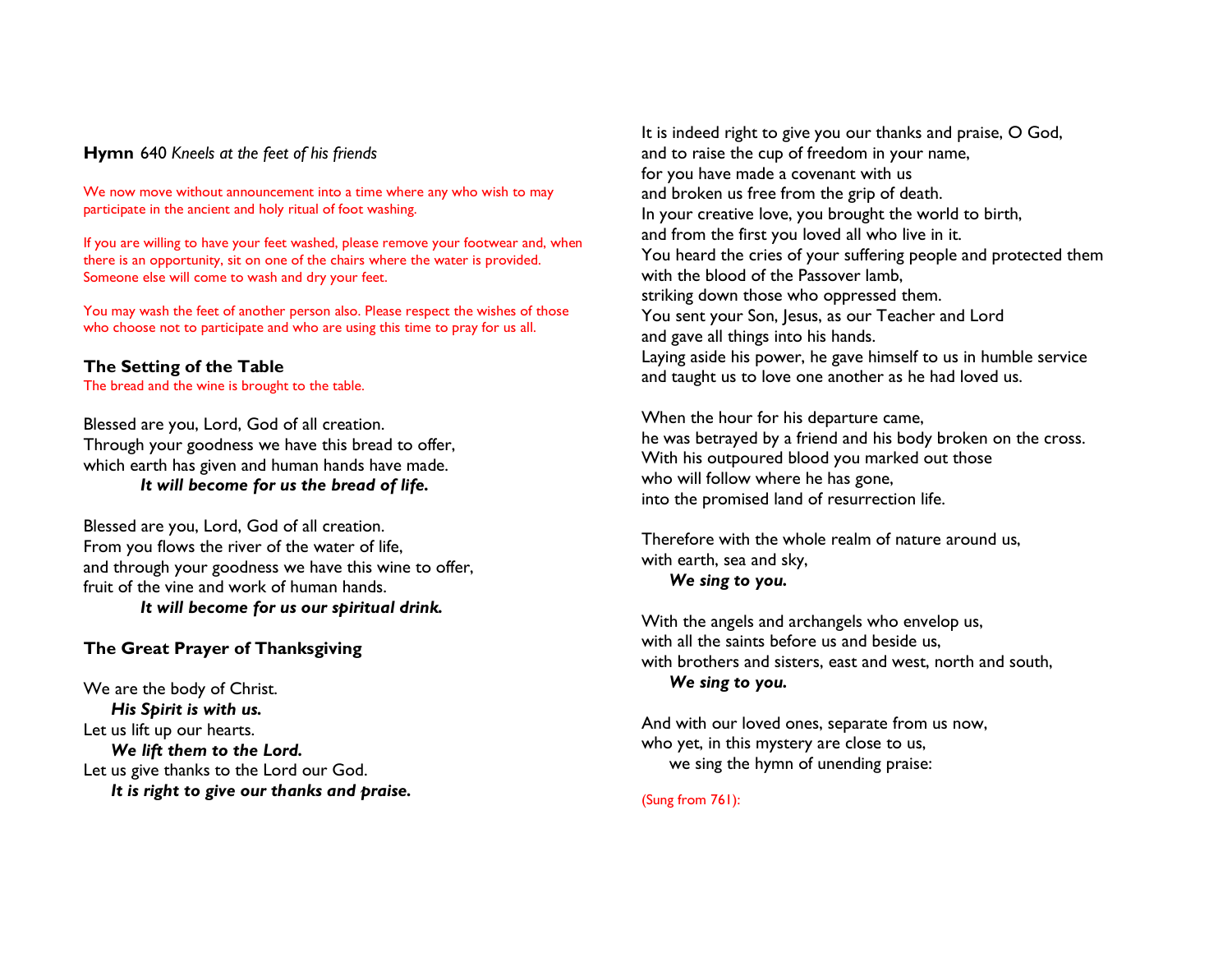**Hymn** 640 *Kneels at the feet of his friends*

We now move without announcement into a time where any who wish to may participate in the ancient and holy ritual of foot washing.

If you are willing to have your feet washed, please remove your footwear and, when there is an opportunity, sit on one of the chairs where the water is provided. Someone else will come to wash and dry your feet.

You may wash the feet of another person also. Please respect the wishes of those who choose not to participate and who are using this time to pray for us all.

### The Setting of the Table

The bread and the wine is brought to the table.

Blessed are you, Lord, God of all creation.
Through your goodness we have this bread to offer,
which earth has given and human hands have made.
***It will become for us the bread of life.***

Blessed are you, Lord, God of all creation.
From you flows the river of the water of life,
and through your goodness we have this wine to offer,
fruit of the vine and work of human hands.
***It will become for us our spiritual drink.***

### The Great Prayer of Thanksgiving

We are the body of Christ.
***His Spirit is with us.***
Let us lift up our hearts.
***We lift them to the Lord.***
Let us give thanks to the Lord our God.
***It is right to give our thanks and praise.***

It is indeed right to give you our thanks and praise, O God,
and to raise the cup of freedom in your name,
for you have made a covenant with us
and broken us free from the grip of death.
In your creative love, you brought the world to birth,
and from the first you loved all who live in it.
You heard the cries of your suffering people and protected them
with the blood of the Passover lamb,
striking down those who oppressed them.
You sent your Son, Jesus, as our Teacher and Lord
and gave all things into his hands.
Laying aside his power, he gave himself to us in humble service
and taught us to love one another as he had loved us.

When the hour for his departure came,
he was betrayed by a friend and his body broken on the cross.
With his outpoured blood you marked out those
who will follow where he has gone,
into the promised land of resurrection life.

Therefore with the whole realm of nature around us,
with earth, sea and sky,
***We sing to you.***

With the angels and archangels who envelop us,
with all the saints before us and beside us,
with brothers and sisters, east and west, north and south,
***We sing to you.***

And with our loved ones, separate from us now,
who yet, in this mystery are close to us,
we sing the hymn of unending praise:

(Sung from 761):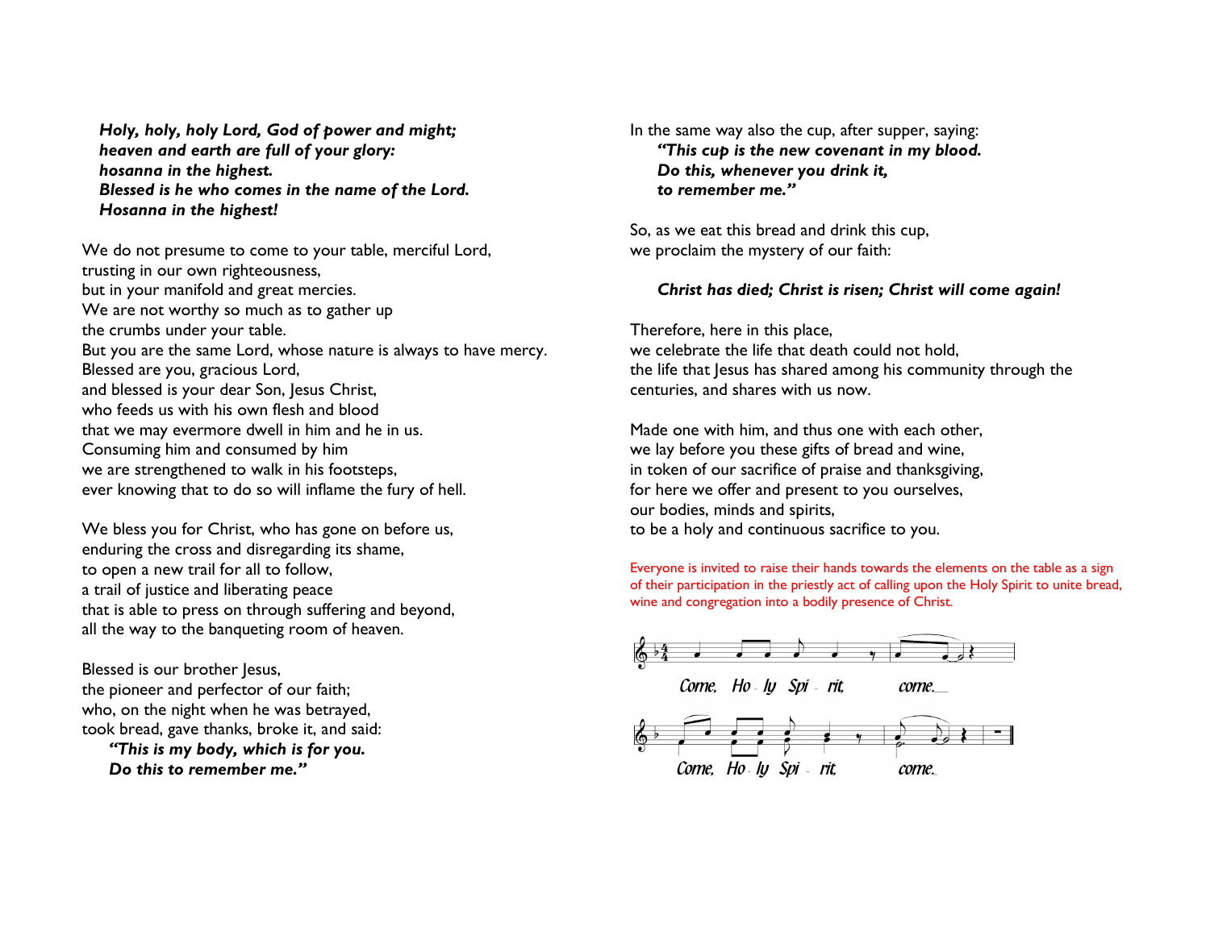***Holy, holy, holy Lord, God of power and might;***
***heaven and earth are full of your glory:***
***hosanna in the highest.***
***Blessed is he who comes in the name of the Lord.***
***Hosanna in the highest!***

We do not presume to come to your table, merciful Lord,
trusting in our own righteousness,
but in your manifold and great mercies.
We are not worthy so much as to gather up
the crumbs under your table.
But you are the same Lord, whose nature is always to have mercy.
Blessed are you, gracious Lord,
and blessed is your dear Son, Jesus Christ,
who feeds us with his own flesh and blood
that we may evermore dwell in him and he in us.
Consuming him and consumed by him
we are strengthened to walk in his footsteps,
ever knowing that to do so will inflame the fury of hell.

We bless you for Christ, who has gone on before us,
enduring the cross and disregarding its shame,
to open a new trail for all to follow,
a trail of justice and liberating peace
that is able to press on through suffering and beyond,
all the way to the banqueting room of heaven.

Blessed is our brother Jesus,
the pioneer and perfector of our faith;
who, on the night when he was betrayed,
took bread, gave thanks, broke it, and said:
***"This is my body, which is for you.***
***Do this to remember me."***

In the same way also the cup, after supper, saying:
***"This cup is the new covenant in my blood.***
***Do this, whenever you drink it,***
***to remember me."***

So, as we eat this bread and drink this cup,
we proclaim the mystery of our faith:

***Christ has died; Christ is risen; Christ will come again!***

Therefore, here in this place,
we celebrate the life that death could not hold,
the life that Jesus has shared among his community through the centuries, and shares with us now.

Made one with him, and thus one with each other,
we lay before you these gifts of bread and wine,
in token of our sacrifice of praise and thanksgiving,
for here we offer and present to you ourselves,
our bodies, minds and spirits,
to be a holy and continuous sacrifice to you.

Everyone is invited to raise their hands towards the elements on the table as a sign of their participation in the priestly act of calling upon the Holy Spirit to unite bread, wine and congregation into a bodily presence of Christ.

Come, Holy Spirit, come.
Come, Holy Spirit, come.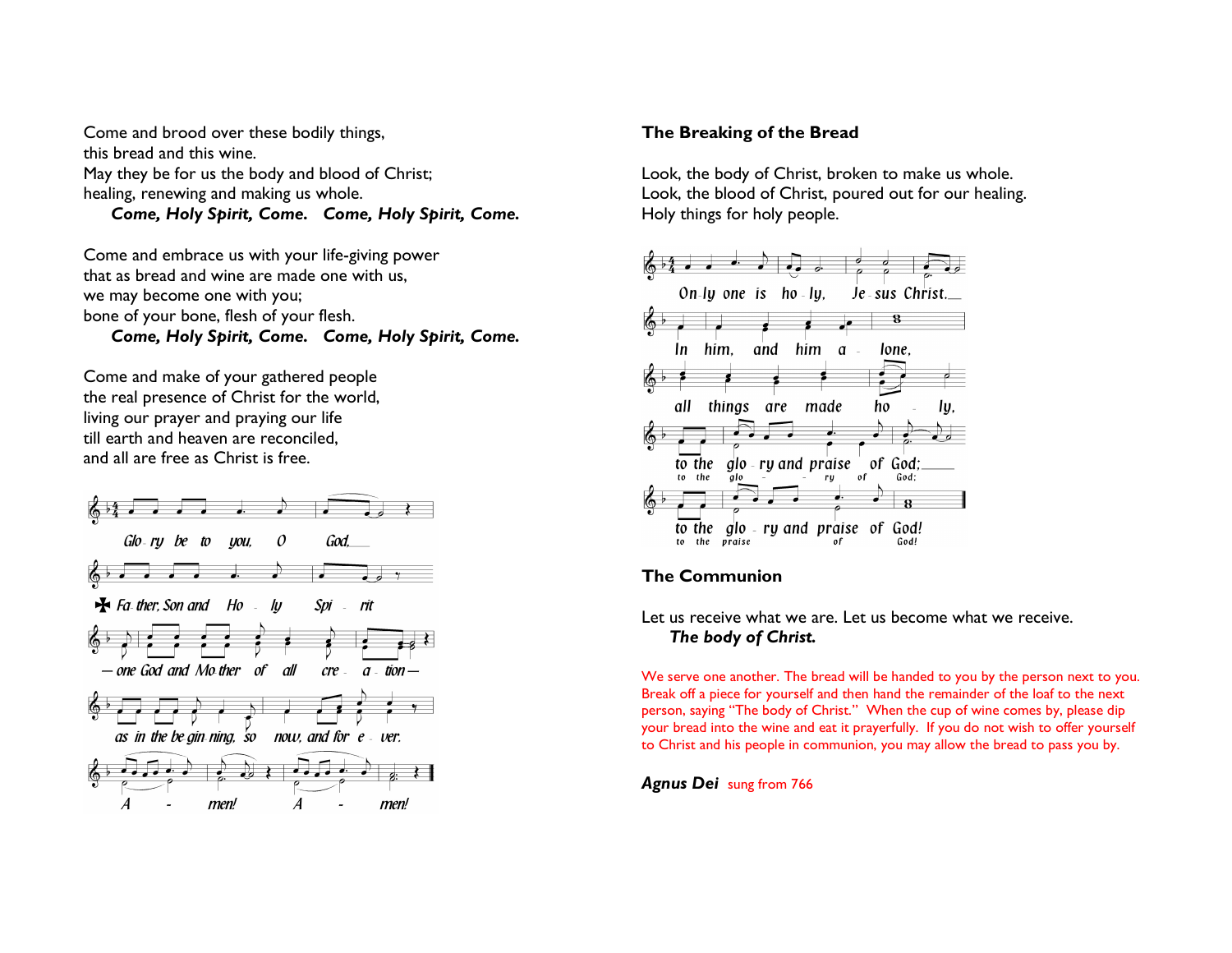Come and brood over these bodily things,
this bread and this wine.
May they be for us the body and blood of Christ;
healing, renewing and making us whole.

***Come, Holy Spirit, Come. Come, Holy Spirit, Come.***

Come and embrace us with your life-giving power
that as bread and wine are made one with us,
we may become one with you;
bone of your bone, flesh of your flesh.

***Come, Holy Spirit, Come. Come, Holy Spirit, Come.***

Come and make of your gathered people
the real presence of Christ for the world,
living our prayer and praying our life
till earth and heaven are reconciled,
and all are free as Christ is free.

*Glo-ry be to you, O God,*
*✠ Fa-ther, Son and Ho-ly Spi-rit*
*— one God and Mo-ther of all cre-a-tion —*
*as in the be-gin-ning, so now, and for e-ver.*
*A-men! A-men!*

**The Breaking of the Bread**

Look, the body of Christ, broken to make us whole.
Look, the blood of Christ, poured out for our healing.
Holy things for holy people.

*On-ly one is ho-ly, Je-sus Christ.*
*In him, and him a-lone,*
*all things are made ho-ly,*
*to the glo-ry and praise of God;*
*to the glo-ry and praise of God!*

**The Communion**

Let us receive what we are. Let us become what we receive.

***The body of Christ.***

We serve one another. The bread will be handed to you by the person next to you. Break off a piece for yourself and then hand the remainder of the loaf to the next person, saying "The body of Christ." When the cup of wine comes by, please dip your bread into the wine and eat it prayerfully. If you do not wish to offer yourself to Christ and his people in communion, you may allow the bread to pass you by.

***Agnus Dei*** sung from 766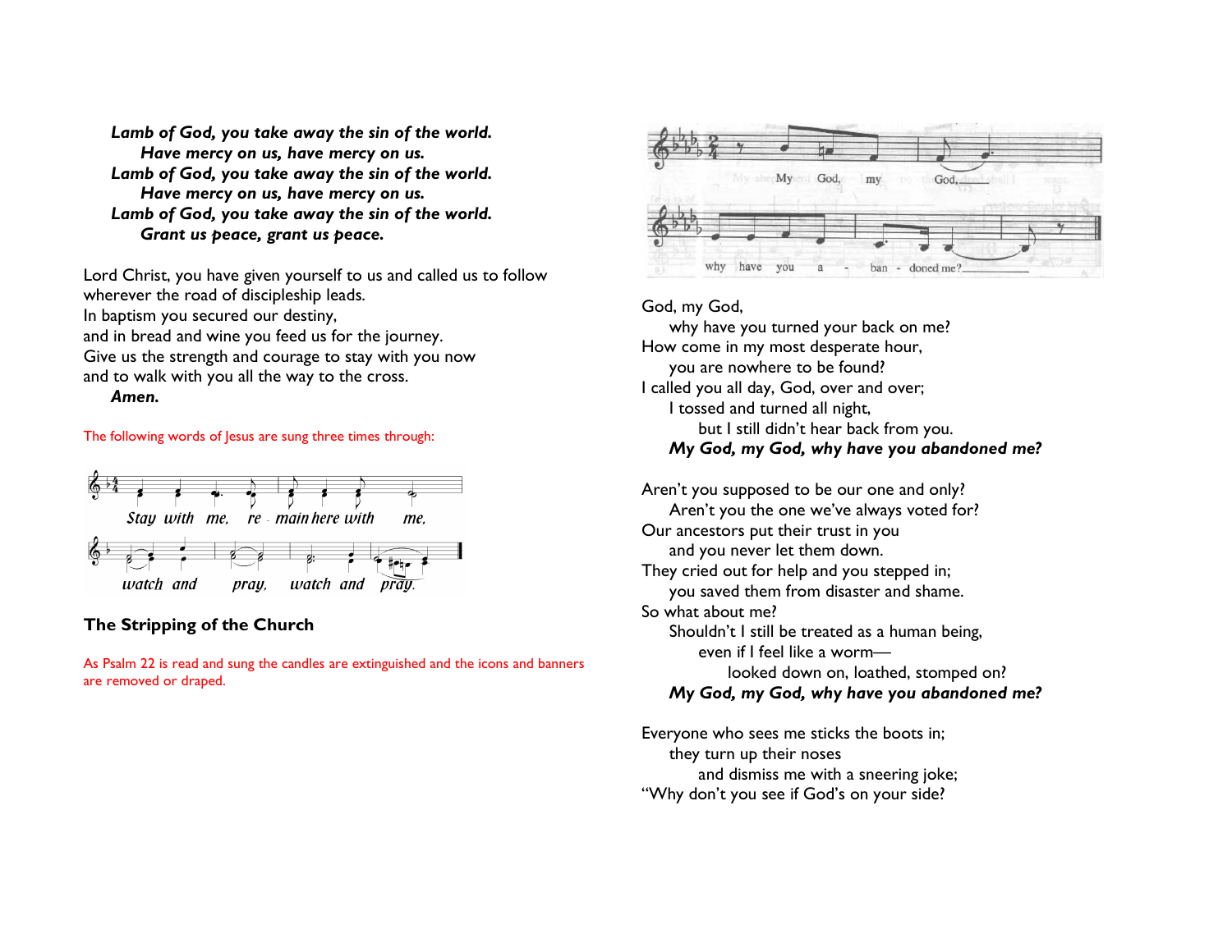***Lamb of God, you take away the sin of the world.***
  ***Have mercy on us, have mercy on us.***
***Lamb of God, you take away the sin of the world.***
  ***Have mercy on us, have mercy on us.***
***Lamb of God, you take away the sin of the world.***
  ***Grant us peace, grant us peace.***

Lord Christ, you have given yourself to us and called us to follow wherever the road of discipleship leads.
In baptism you secured our destiny,
and in bread and wine you feed us for the journey.
Give us the strength and courage to stay with you now
and to walk with you all the way to the cross.
  ***Amen.***

The following words of Jesus are sung three times through:

*Stay with me, re - main here with me, watch and pray, watch and pray.*

**The Stripping of the Church**

As Psalm 22 is read and sung the candles are extinguished and the icons and banners are removed or draped.

My God, my God, why have you a - ban - doned me?

God, my God,
  why have you turned your back on me?
How come in my most desperate hour,
  you are nowhere to be found?
I called you all day, God, over and over;
  I tossed and turned all night,
    but I still didn't hear back from you.
  ***My God, my God, why have you abandoned me?***

Aren't you supposed to be our one and only?
  Aren't you the one we've always voted for?
Our ancestors put their trust in you
  and you never let them down.
They cried out for help and you stepped in;
  you saved them from disaster and shame.
So what about me?
  Shouldn't I still be treated as a human being,
    even if I feel like a worm—
      looked down on, loathed, stomped on?
  ***My God, my God, why have you abandoned me?***

Everyone who sees me sticks the boots in;
  they turn up their noses
    and dismiss me with a sneering joke;
"Why don't you see if God's on your side?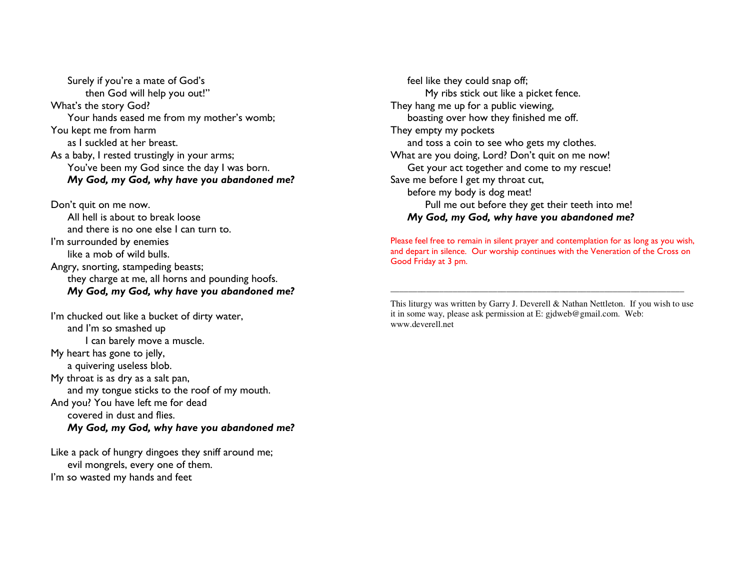Surely if you're a mate of God's
then God will help you out!"
What's the story God?
Your hands eased me from my mother's womb;
You kept me from harm
as I suckled at her breast.
As a baby, I rested trustingly in your arms;
You've been my God since the day I was born.
***My God, my God, why have you abandoned me?***

Don't quit on me now.
All hell is about to break loose
and there is no one else I can turn to.
I'm surrounded by enemies
like a mob of wild bulls.
Angry, snorting, stampeding beasts;
they charge at me, all horns and pounding hoofs.
***My God, my God, why have you abandoned me?***

I'm chucked out like a bucket of dirty water,
and I'm so smashed up
I can barely move a muscle.
My heart has gone to jelly,
a quivering useless blob.
My throat is as dry as a salt pan,
and my tongue sticks to the roof of my mouth.
And you? You have left me for dead
covered in dust and flies.
***My God, my God, why have you abandoned me?***

Like a pack of hungry dingoes they sniff around me;
evil mongrels, every one of them.
I'm so wasted my hands and feet
feel like they could snap off;
My ribs stick out like a picket fence.
They hang me up for a public viewing,
boasting over how they finished me off.
They empty my pockets
and toss a coin to see who gets my clothes.
What are you doing, Lord? Don't quit on me now!
Get your act together and come to my rescue!
Save me before I get my throat cut,
before my body is dog meat!
Pull me out before they get their teeth into me!
***My God, my God, why have you abandoned me?***

Please feel free to remain in silent prayer and contemplation for as long as you wish, and depart in silence. Our worship continues with the Veneration of the Cross on Good Friday at 3 pm.

---

This liturgy was written by Garry J. Deverell & Nathan Nettleton. If you wish to use it in some way, please ask permission at E: gjdweb@gmail.com. Web: www.deverell.net